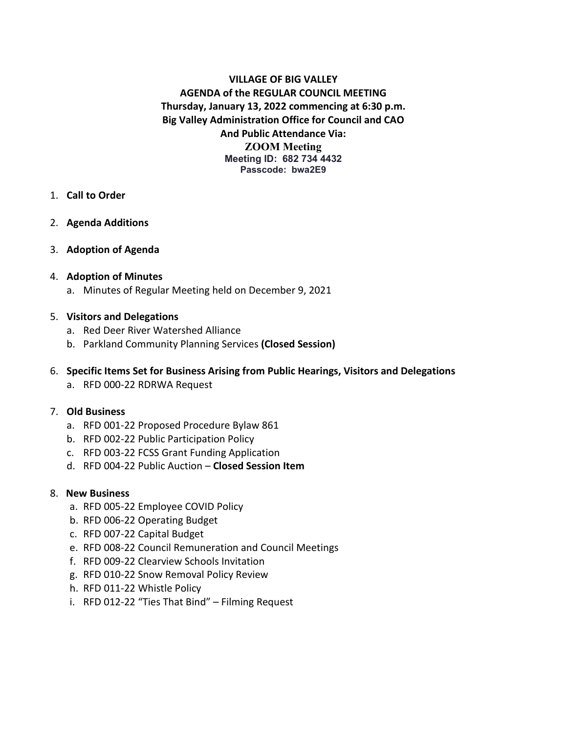**VILLAGE OF BIG VALLEY**
**AGENDA of the REGULAR COUNCIL MEETING**
**Thursday, January 13, 2022 commencing at 6:30 p.m.**
**Big Valley Administration Office for Council and CAO**
**And Public Attendance Via:**
**ZOOM Meeting**
**Meeting ID: 682 734 4432**
**Passcode: bwa2E9**

1. **Call to Order**

2. **Agenda Additions**

3. **Adoption of Agenda**

4. **Adoption of Minutes**
   a. Minutes of Regular Meeting held on December 9, 2021

5. **Visitors and Delegations**
   a. Red Deer River Watershed Alliance
   b. Parkland Community Planning Services **(Closed Session)**

6. **Specific Items Set for Business Arising from Public Hearings, Visitors and Delegations**
   a. RFD 000-22 RDRWA Request

7. **Old Business**
   a. RFD 001-22 Proposed Procedure Bylaw 861
   b. RFD 002-22 Public Participation Policy
   c. RFD 003-22 FCSS Grant Funding Application
   d. RFD 004-22 Public Auction – **Closed Session Item**

8. **New Business**
   a. RFD 005-22 Employee COVID Policy
   b. RFD 006-22 Operating Budget
   c. RFD 007-22 Capital Budget
   e. RFD 008-22 Council Remuneration and Council Meetings
   f. RFD 009-22 Clearview Schools Invitation
   g. RFD 010-22 Snow Removal Policy Review
   h. RFD 011-22 Whistle Policy
   i. RFD 012-22 "Ties That Bind" – Filming Request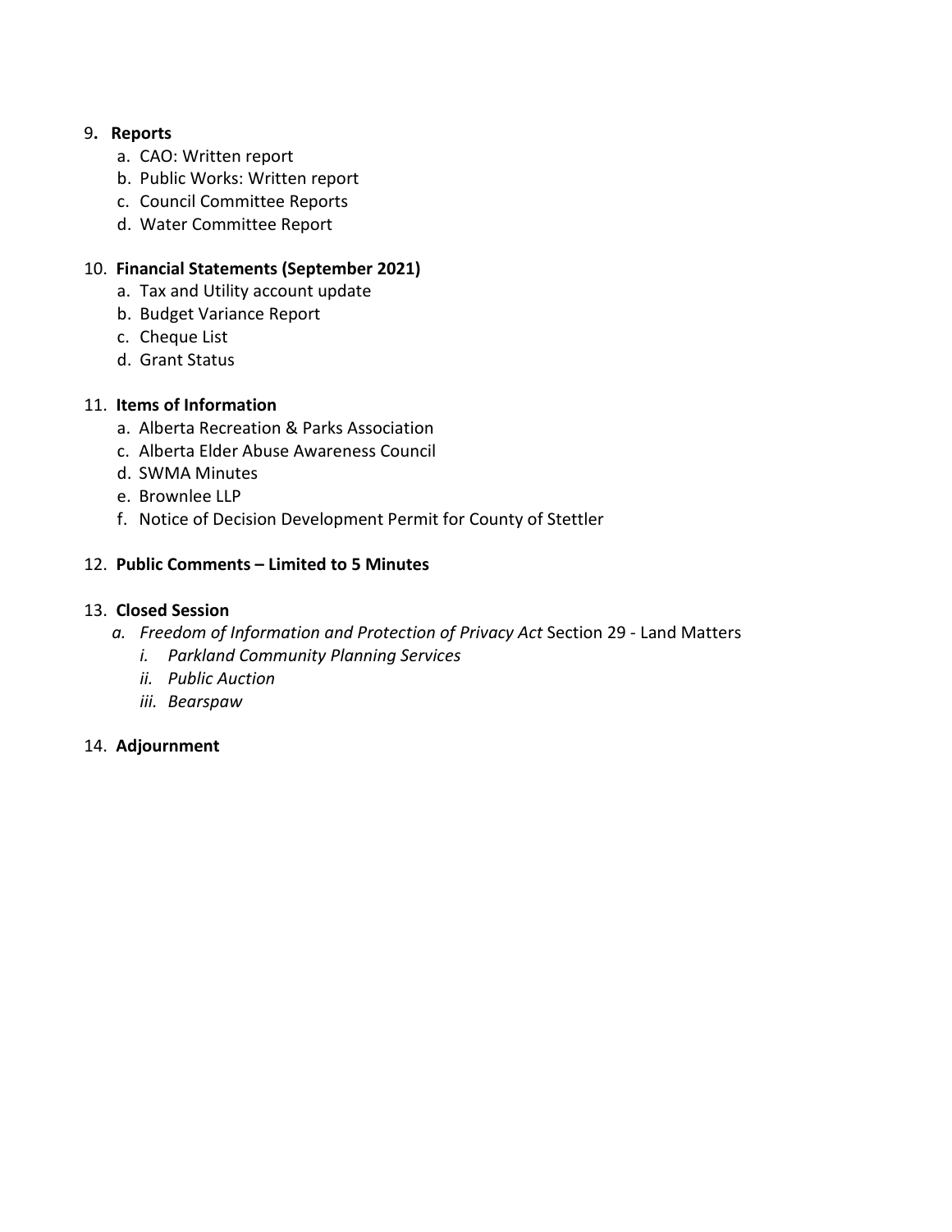9. **Reports**
    a. CAO: Written report
    b. Public Works: Written report
    c. Council Committee Reports
    d. Water Committee Report

10. **Financial Statements (September 2021)**
    a. Tax and Utility account update
    b. Budget Variance Report
    c. Cheque List
    d. Grant Status

11. **Items of Information**
    a. Alberta Recreation & Parks Association
    c. Alberta Elder Abuse Awareness Council
    d. SWMA Minutes
    e. Brownlee LLP
    f. Notice of Decision Development Permit for County of Stettler

12. **Public Comments – Limited to 5 Minutes**

13. **Closed Session**
    *a. Freedom of Information and Protection of Privacy Act* Section 29 - Land Matters
        *i. Parkland Community Planning Services*
        *ii. Public Auction*
        *iii. Bearspaw*

14. **Adjournment**